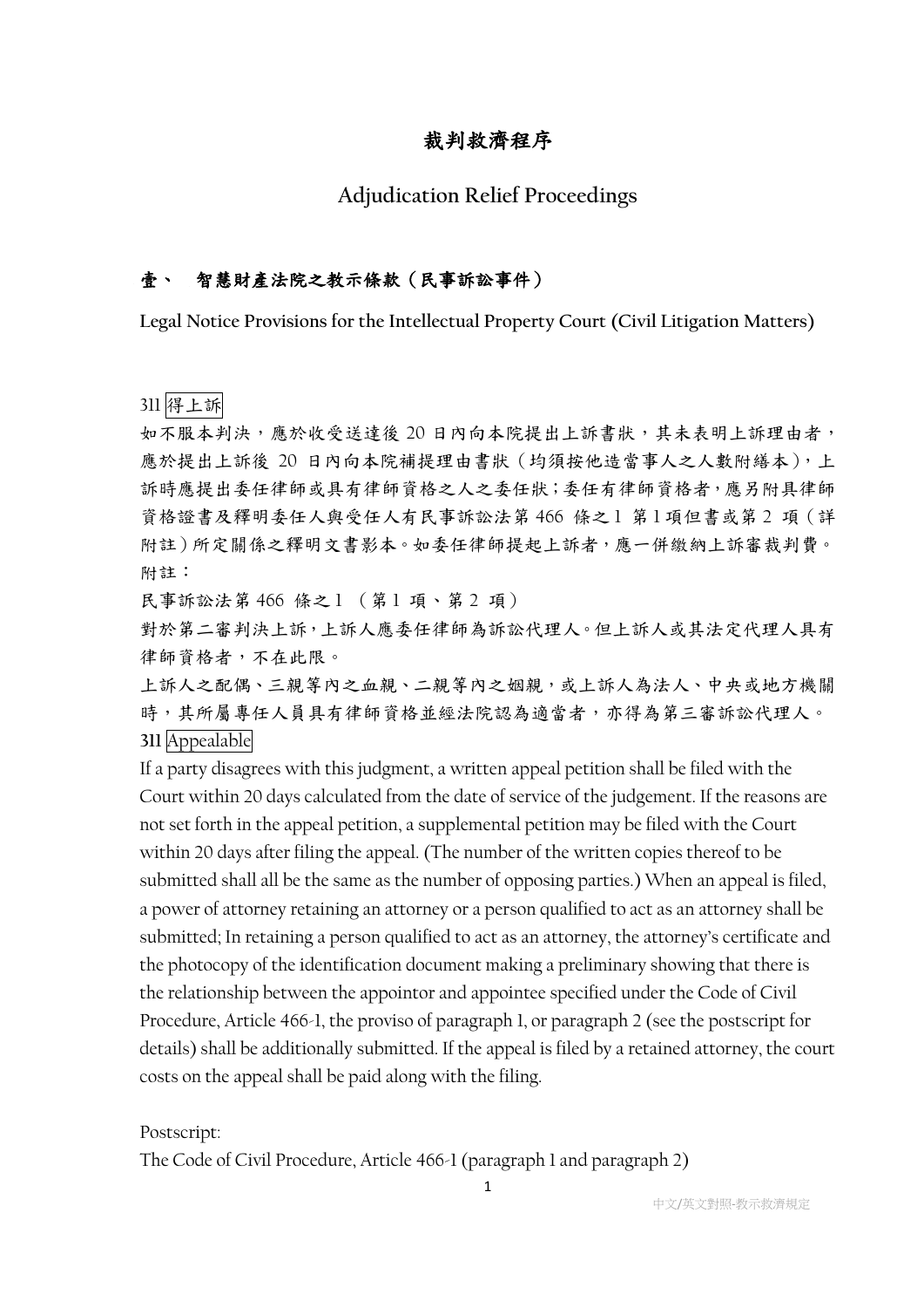# 裁判救濟程序

# Adjudication Relief Proceedings

## 壹、 智慧財產法院之教示條款（民事訴訟事件）

**Legal Notice Provisions for the Intellectual Property Court (Civil Litigation Matters)**

311 得上訴

如不服本判決，應於收受送達後 20 日內向本院提出上訴書狀，其未表明上訴理由者，應於提出上訴後 20 日內向本院補提理由書狀（均須按他造當事人之人數附繕本），上訴時應提出委任律師或具有律師資格之人之委任狀；委任有律師資格者，應另附具律師資格證書及釋明委任人與受任人有民事訴訟法第 466 條之 1 第 1 項但書或第 2 項（詳附註）所定關係之釋明文書影本。如委任律師提起上訴者，應一併繳納上訴審裁判費。

附註：

民事訴訟法第 466 條之 1 （第 1 項、第 2 項）

對於第二審判決上訴，上訴人應委任律師為訴訟代理人。但上訴人或其法定代理人具有律師資格者，不在此限。

上訴人之配偶、三親等內之血親、二親等內之姻親，或上訴人為法人、中央或地方機關時，其所屬專任人員具有律師資格並經法院認為適當者，亦得為第三審訴訟代理人。

**311** Appealable

If a party disagrees with this judgment, a written appeal petition shall be filed with the Court within 20 days calculated from the date of service of the judgement. If the reasons are not set forth in the appeal petition, a supplemental petition may be filed with the Court within 20 days after filing the appeal. (The number of the written copies thereof to be submitted shall all be the same as the number of opposing parties.) When an appeal is filed, a power of attorney retaining an attorney or a person qualified to act as an attorney shall be submitted; In retaining a person qualified to act as an attorney, the attorney's certificate and the photocopy of the identification document making a preliminary showing that there is the relationship between the appointor and appointee specified under the Code of Civil Procedure, Article 466-1, the proviso of paragraph 1, or paragraph 2 (see the postscript for details) shall be additionally submitted. If the appeal is filed by a retained attorney, the court costs on the appeal shall be paid along with the filing.

Postscript:

The Code of Civil Procedure, Article 466-1 (paragraph 1 and paragraph 2)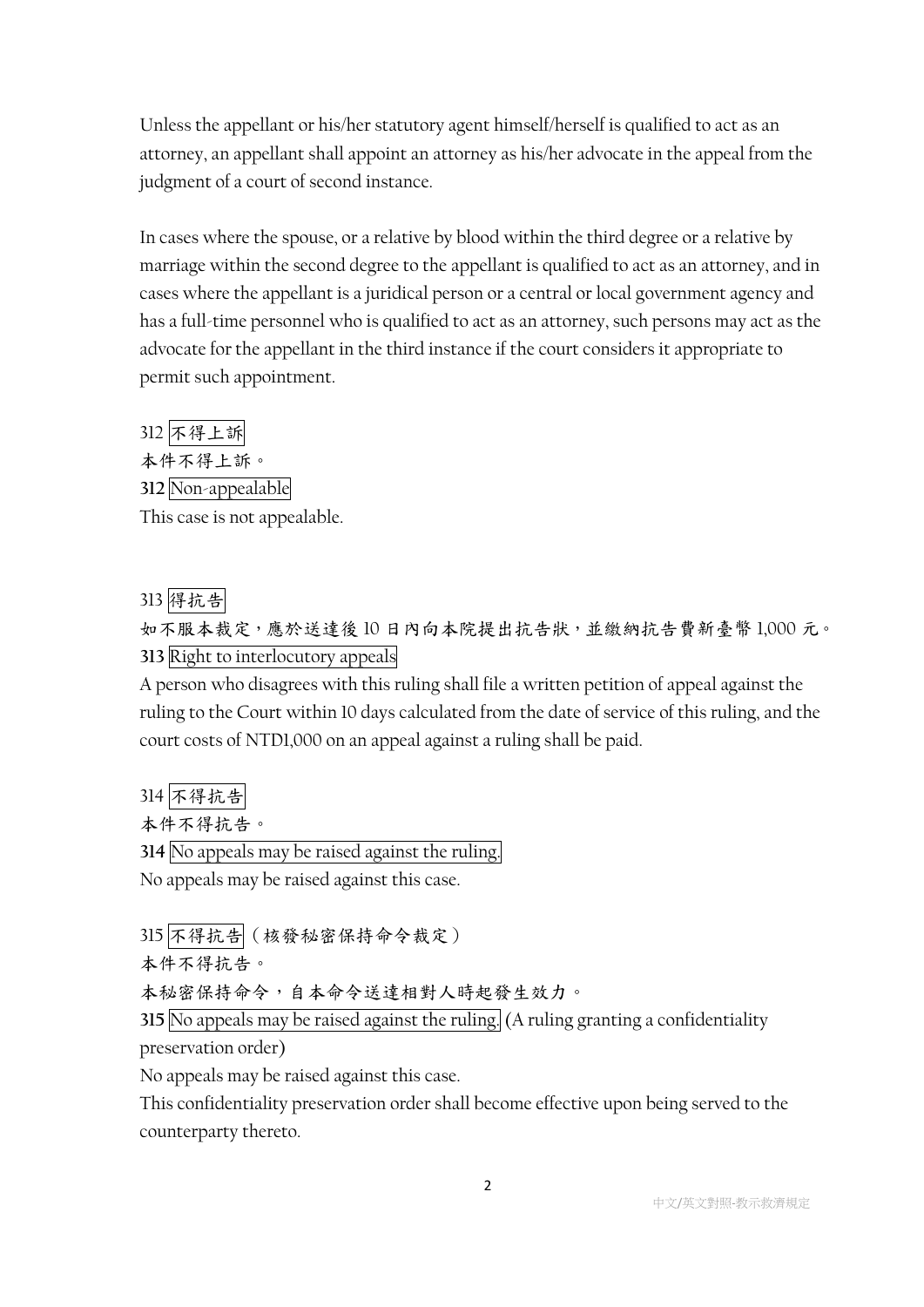Unless the appellant or his/her statutory agent himself/herself is qualified to act as an attorney, an appellant shall appoint an attorney as his/her advocate in the appeal from the judgment of a court of second instance.

In cases where the spouse, or a relative by blood within the third degree or a relative by marriage within the second degree to the appellant is qualified to act as an attorney, and in cases where the appellant is a juridical person or a central or local government agency and has a full-time personnel who is qualified to act as an attorney, such persons may act as the advocate for the appellant in the third instance if the court considers it appropriate to permit such appointment.

312 不得上訴

本件不得上訴。

**312** Non-appealable

This case is not appealable.

313 得抗告

如不服本裁定，應於送達後 10 日內向本院提出抗告狀，並繳納抗告費新臺幣 1,000 元。

**313** Right to interlocutory appeals

A person who disagrees with this ruling shall file a written petition of appeal against the ruling to the Court within 10 days calculated from the date of service of this ruling, and the court costs of NTD1,000 on an appeal against a ruling shall be paid.

314 不得抗告

本件不得抗告。

**314** No appeals may be raised against the ruling.

No appeals may be raised against this case.

315 不得抗告（核發秘密保持命令裁定）

本件不得抗告。

本秘密保持命令，自本命令送達相對人時起發生效力。

**315** No appeals may be raised against the ruling. (A ruling granting a confidentiality preservation order)

No appeals may be raised against this case.

This confidentiality preservation order shall become effective upon being served to the counterparty thereto.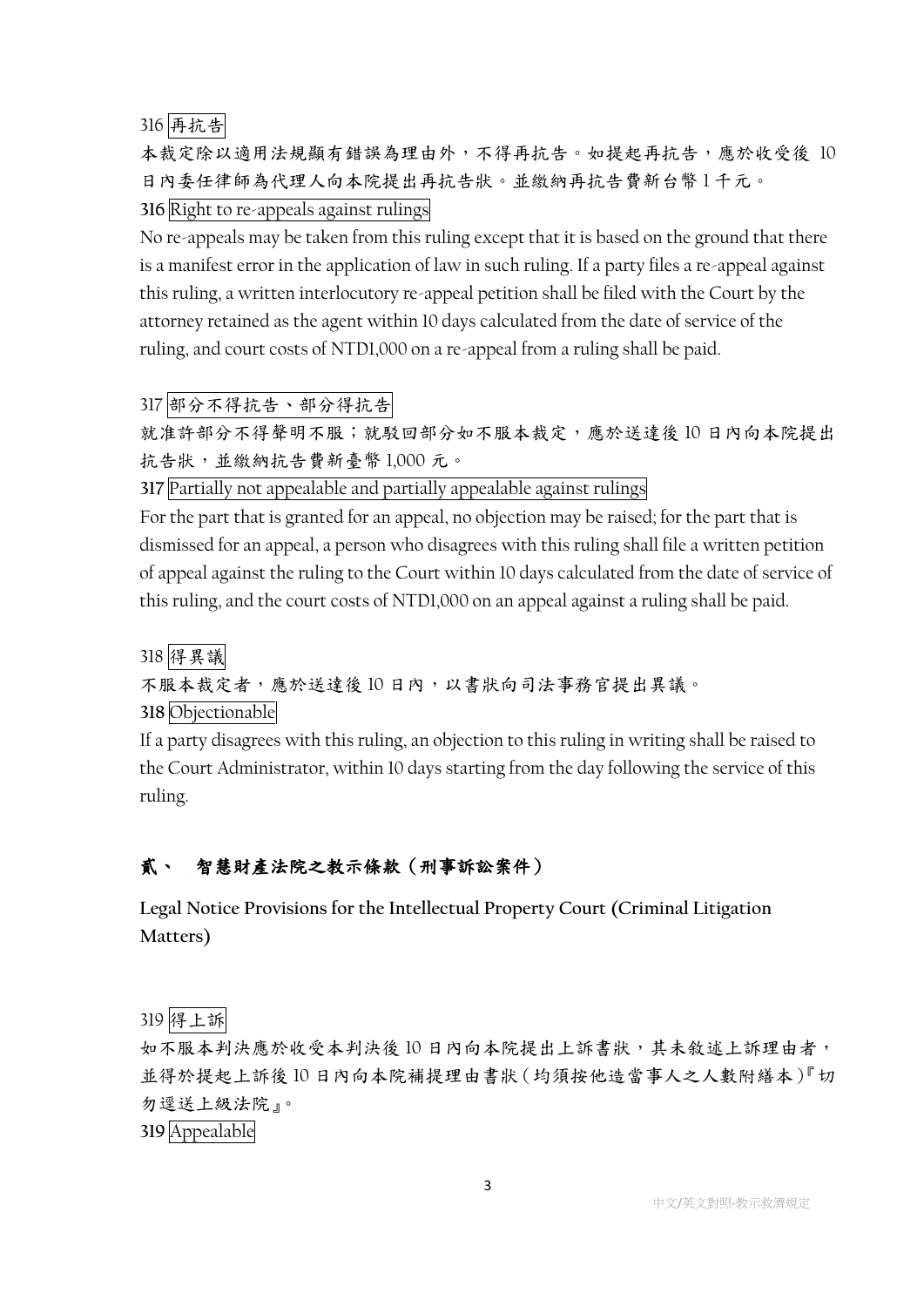316 再抗告

本裁定除以適用法規顯有錯誤為理由外，不得再抗告。如提起再抗告，應於收受後 10 日內委任律師為代理人向本院提出再抗告狀。並繳納再抗告費新台幣 1 千元。

**316** Right to re-appeals against rulings

No re-appeals may be taken from this ruling except that it is based on the ground that there is a manifest error in the application of law in such ruling. If a party files a re-appeal against this ruling, a written interlocutory re-appeal petition shall be filed with the Court by the attorney retained as the agent within 10 days calculated from the date of service of the ruling, and court costs of NTD1,000 on a re-appeal from a ruling shall be paid.

317 部分不得抗告、部分得抗告

就准許部分不得聲明不服；就駁回部分如不服本裁定，應於送達後 10 日內向本院提出抗告狀，並繳納抗告費新臺幣 1,000 元。

**317** Partially not appealable and partially appealable against rulings

For the part that is granted for an appeal, no objection may be raised; for the part that is dismissed for an appeal, a person who disagrees with this ruling shall file a written petition of appeal against the ruling to the Court within 10 days calculated from the date of service of this ruling, and the court costs of NTD1,000 on an appeal against a ruling shall be paid.

318 得異議

不服本裁定者，應於送達後 10 日內，以書狀向司法事務官提出異議。

**318** Objectionable

If a party disagrees with this ruling, an objection to this ruling in writing shall be raised to the Court Administrator, within 10 days starting from the day following the service of this ruling.

## 貳、 智慧財產法院之教示條款（刑事訴訟案件）

**Legal Notice Provisions for the Intellectual Property Court (Criminal Litigation Matters)**

319 得上訴

如不服本判決應於收受本判決後 10 日內向本院提出上訴書狀，其未敘述上訴理由者，並得於提起上訴後 10 日內向本院補提理由書狀（均須按他造當事人之人數附繕本）『切勿逕送上級法院』。

**319** Appealable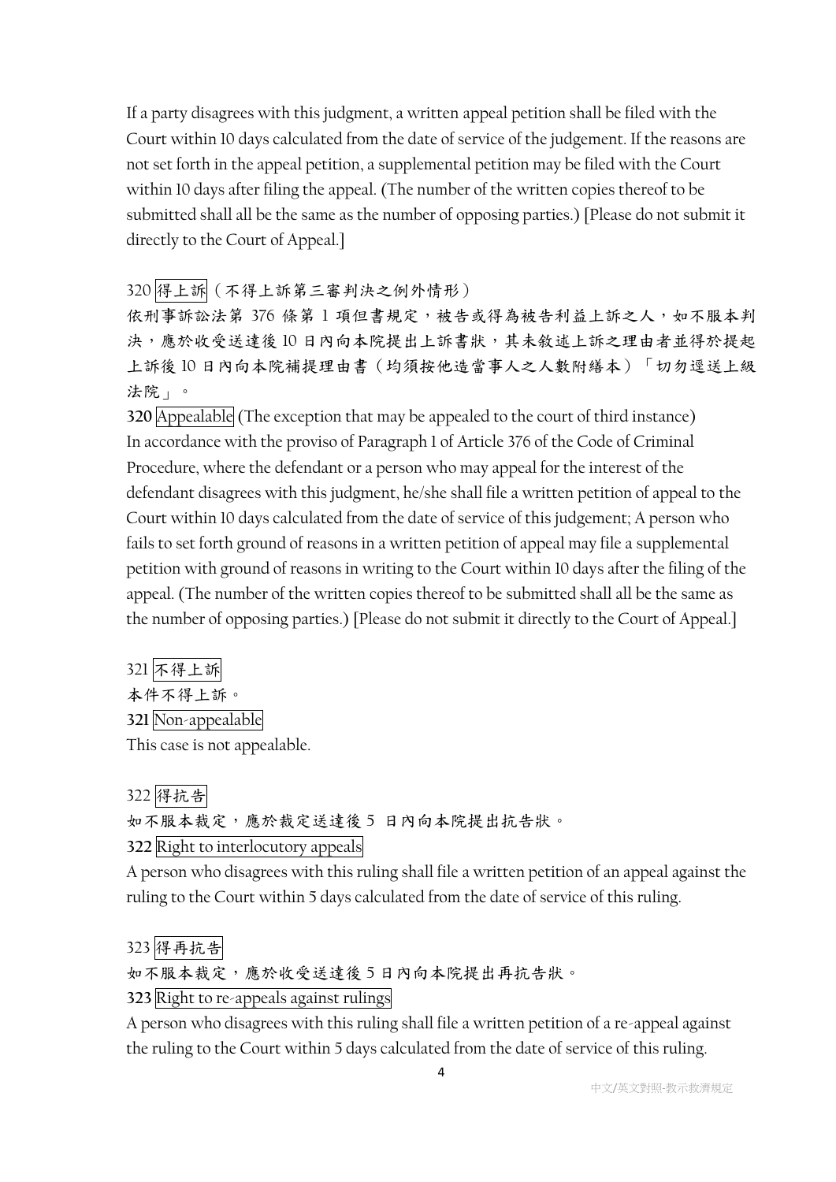If a party disagrees with this judgment, a written appeal petition shall be filed with the Court within 10 days calculated from the date of service of the judgement. If the reasons are not set forth in the appeal petition, a supplemental petition may be filed with the Court within 10 days after filing the appeal. (The number of the written copies thereof to be submitted shall all be the same as the number of opposing parties.) [Please do not submit it directly to the Court of Appeal.]

320 得上訴（不得上訴第三審判決之例外情形）

依刑事訴訟法第 376 條第 1 項但書規定，被告或得為被告利益上訴之人，如不服本判決，應於收受送達後 10 日內向本院提出上訴書狀，其未敘述上訴之理由者並得於提起上訴後 10 日內向本院補提理由書（均須按他造當事人之人數附繕本）「切勿逕送上級法院」。

**320** Appealable (The exception that may be appealed to the court of third instance)

In accordance with the proviso of Paragraph 1 of Article 376 of the Code of Criminal Procedure, where the defendant or a person who may appeal for the interest of the defendant disagrees with this judgment, he/she shall file a written petition of appeal to the Court within 10 days calculated from the date of service of this judgement; A person who fails to set forth ground of reasons in a written petition of appeal may file a supplemental petition with ground of reasons in writing to the Court within 10 days after the filing of the appeal. (The number of the written copies thereof to be submitted shall all be the same as the number of opposing parties.) [Please do not submit it directly to the Court of Appeal.]

321 不得上訴

本件不得上訴。

**321** Non-appealable

This case is not appealable.

322 得抗告

如不服本裁定，應於裁定送達後 5 日內向本院提出抗告狀。

**322** Right to interlocutory appeals

A person who disagrees with this ruling shall file a written petition of an appeal against the ruling to the Court within 5 days calculated from the date of service of this ruling.

323 得再抗告

如不服本裁定，應於收受送達後 5 日內向本院提出再抗告狀。

**323** Right to re-appeals against rulings

A person who disagrees with this ruling shall file a written petition of a re-appeal against the ruling to the Court within 5 days calculated from the date of service of this ruling.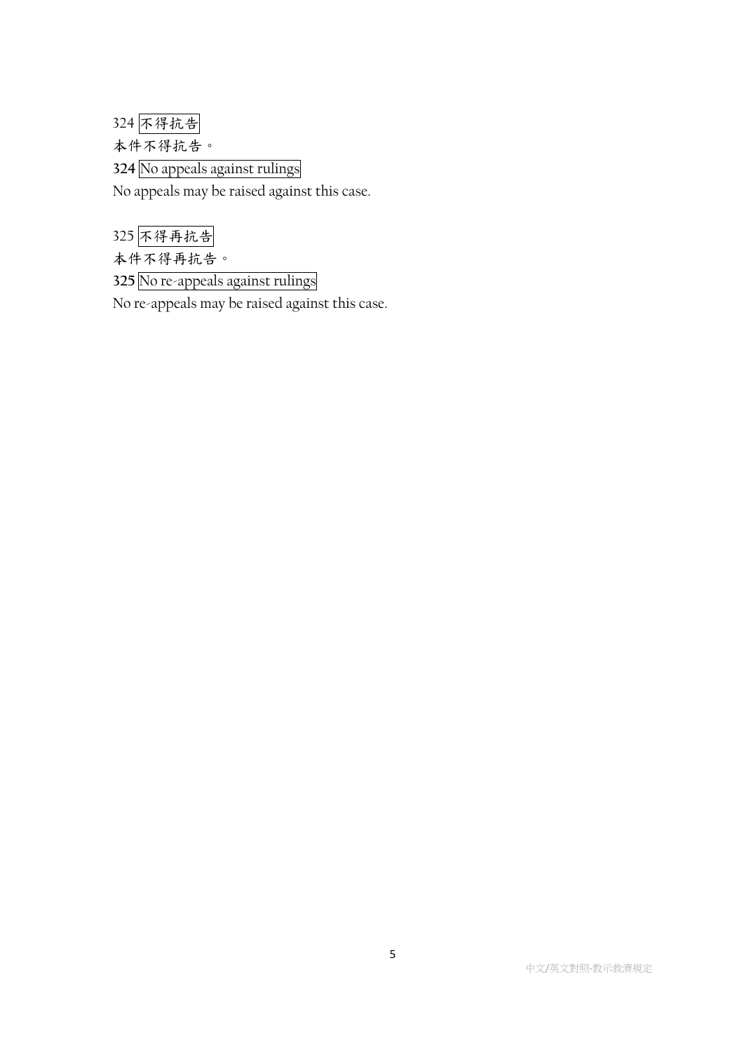324 不得抗告

本件不得抗告。

**324** No appeals against rulings

No appeals may be raised against this case.

325 不得再抗告

本件不得再抗告。

**325** No re-appeals against rulings

No re-appeals may be raised against this case.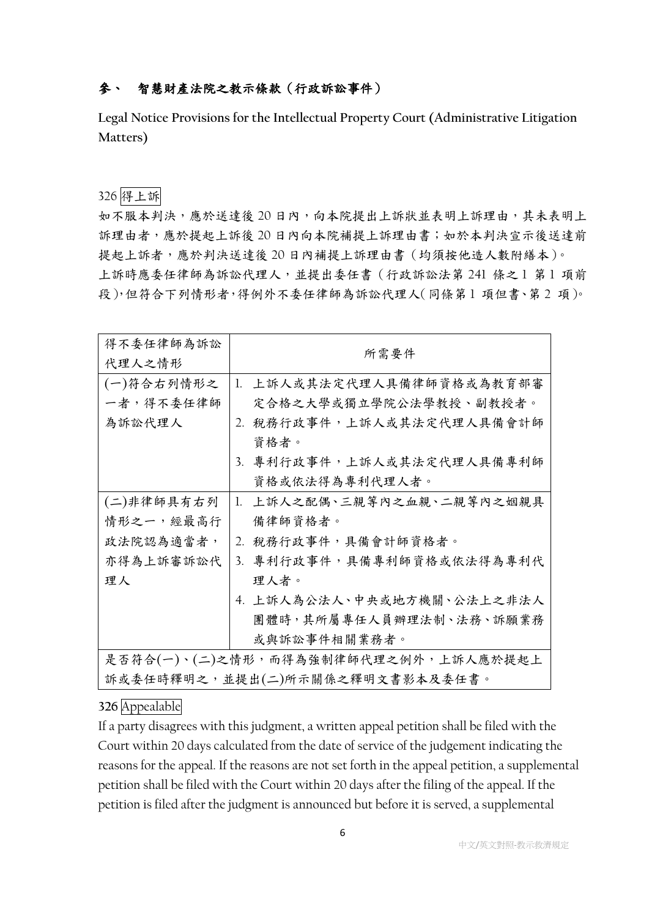## 參、 智慧財產法院之教示條款（行政訴訟事件）

**Legal Notice Provisions for the Intellectual Property Court (Administrative Litigation Matters)**

326 得上訴

如不服本判決，應於送達後 20 日內，向本院提出上訴狀並表明上訴理由，其未表明上訴理由者，應於提起上訴後 20 日內向本院補提上訴理由書；如於本判決宣示後送達前提起上訴者，應於判決送達後 20 日內補提上訴理由書（均須按他造人數附繕本）。

上訴時應委任律師為訴訟代理人，並提出委任書（行政訴訟法第 241 條之 1 第 1 項前段），但符合下列情形者，得例外不委任律師為訴訟代理人（同條第 1 項但書、第 2 項）。

| 得不委任律師為訴訟代理人之情形 | 所需要件 |
|---|---|
| (一)符合右列情形之一者，得不委任律師為訴訟代理人 | 1. 上訴人或其法定代理人具備律師資格或為教育部審定合格之大學或獨立學院公法學教授、副教授者。<br>2. 稅務行政事件，上訴人或其法定代理人具備會計師資格者。<br>3. 專利行政事件，上訴人或其法定代理人具備專利師資格或依法得為專利代理人者。 |
| (二)非律師具有右列情形之一，經最高行政法院認為適當者，亦得為上訴審訴訟代理人 | 1. 上訴人之配偶、三親等內之血親、二親等內之姻親具備律師資格者。<br>2. 稅務行政事件，具備會計師資格者。<br>3. 專利行政事件，具備專利師資格或依法得為專利代理人者。<br>4. 上訴人為公法人、中央或地方機關、公法上之非法人團體時，其所屬專任人員辦理法制、法務、訴願業務或與訴訟事件相關業務者。 |
| 是否符合(一)、(二)之情形，而得為強制律師代理之例外，上訴人應於提起上訴或委任時釋明之，並提出(二)所示關係之釋明文書影本及委任書。 | |

**326** Appealable

If a party disagrees with this judgment, a written appeal petition shall be filed with the Court within 20 days calculated from the date of service of the judgement indicating the reasons for the appeal. If the reasons are not set forth in the appeal petition, a supplemental petition shall be filed with the Court within 20 days after the filing of the appeal. If the petition is filed after the judgment is announced but before it is served, a supplemental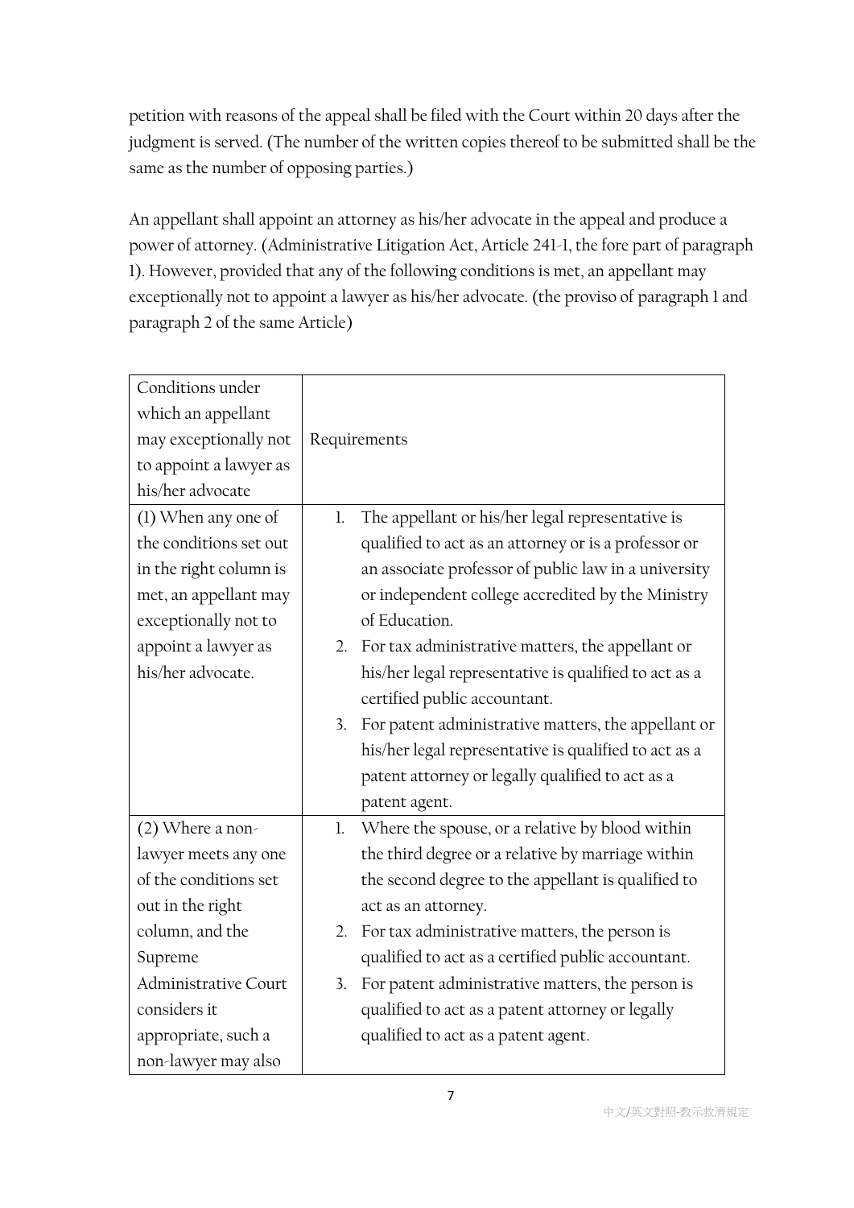petition with reasons of the appeal shall be filed with the Court within 20 days after the judgment is served. (The number of the written copies thereof to be submitted shall be the same as the number of opposing parties.)

An appellant shall appoint an attorney as his/her advocate in the appeal and produce a power of attorney. (Administrative Litigation Act, Article 241-1, the fore part of paragraph 1). However, provided that any of the following conditions is met, an appellant may exceptionally not to appoint a lawyer as his/her advocate. (the proviso of paragraph 1 and paragraph 2 of the same Article)

| Conditions under which an appellant may exceptionally not to appoint a lawyer as his/her advocate | Requirements |
| --- | --- |
| (1) When any one of the conditions set out in the right column is met, an appellant may exceptionally not to appoint a lawyer as his/her advocate. | 1. The appellant or his/her legal representative is qualified to act as an attorney or is a professor or an associate professor of public law in a university or independent college accredited by the Ministry of Education.<br>2. For tax administrative matters, the appellant or his/her legal representative is qualified to act as a certified public accountant.<br>3. For patent administrative matters, the appellant or his/her legal representative is qualified to act as a patent attorney or legally qualified to act as a patent agent. |
| (2) Where a non-lawyer meets any one of the conditions set out in the right column, and the Supreme Administrative Court considers it appropriate, such a non-lawyer may also | 1. Where the spouse, or a relative by blood within the third degree or a relative by marriage within the second degree to the appellant is qualified to act as an attorney.<br>2. For tax administrative matters, the person is qualified to act as a certified public accountant.<br>3. For patent administrative matters, the person is qualified to act as a patent attorney or legally qualified to act as a patent agent. |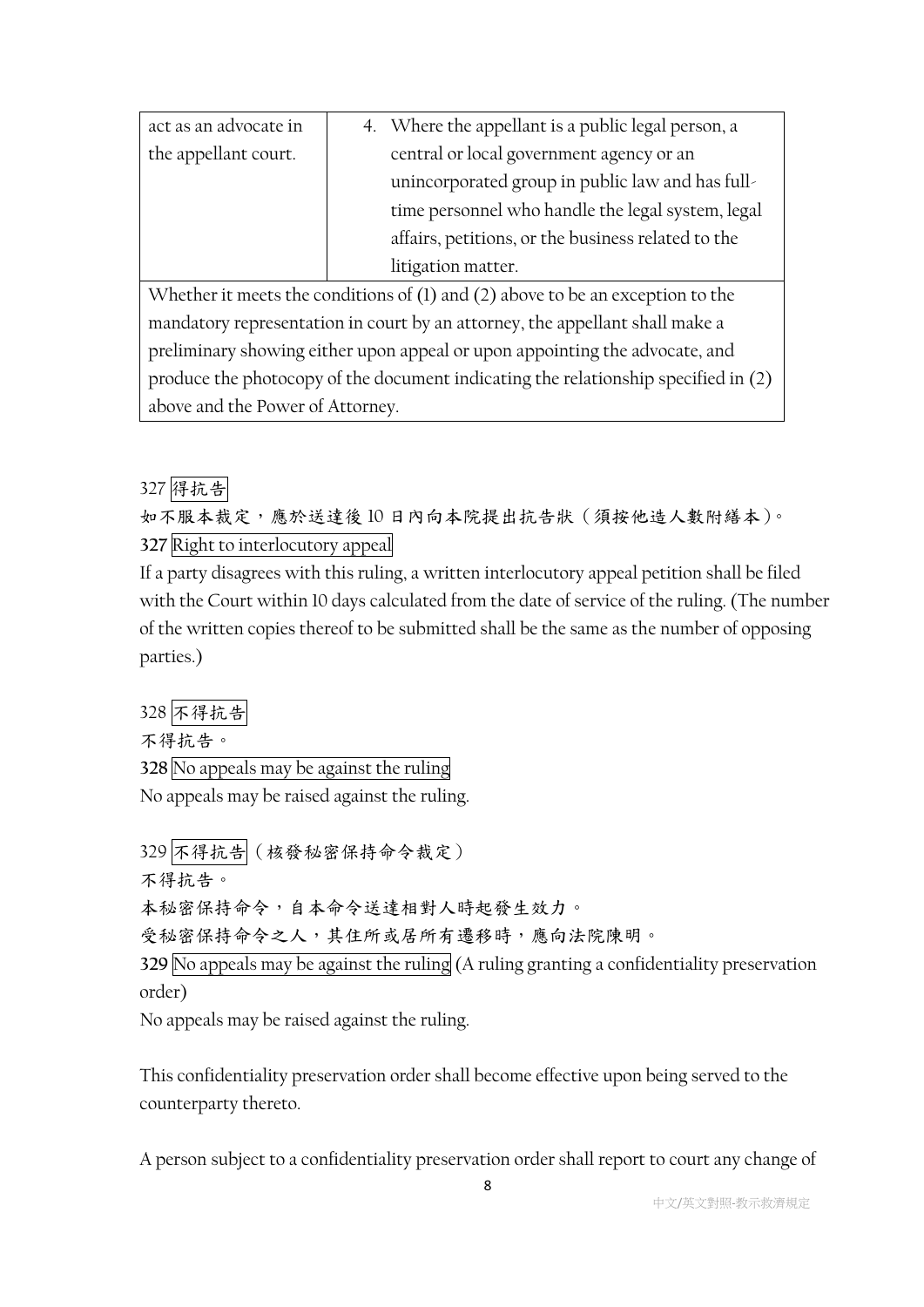| act as an advocate in the appellant court. | 4. Where the appellant is a public legal person, a central or local government agency or an unincorporated group in public law and has full-time personnel who handle the legal system, legal affairs, petitions, or the business related to the litigation matter. |
|---|---|
| Whether it meets the conditions of (1) and (2) above to be an exception to the mandatory representation in court by an attorney, the appellant shall make a preliminary showing either upon appeal or upon appointing the advocate, and produce the photocopy of the document indicating the relationship specified in (2) above and the Power of Attorney. | |

327 得抗告

如不服本裁定，應於送達後 10 日內向本院提出抗告狀（須按他造人數附繕本）。

**327** Right to interlocutory appeal

If a party disagrees with this ruling, a written interlocutory appeal petition shall be filed with the Court within 10 days calculated from the date of service of the ruling. (The number of the written copies thereof to be submitted shall be the same as the number of opposing parties.)

328 不得抗告

不得抗告。

**328** No appeals may be against the ruling

No appeals may be raised against the ruling.

329 不得抗告（核發秘密保持命令裁定）

不得抗告。

本秘密保持命令，自本命令送達相對人時起發生效力。

受秘密保持命令之人，其住所或居所有遷移時，應向法院陳明。

**329** No appeals may be against the ruling (A ruling granting a confidentiality preservation order)

No appeals may be raised against the ruling.

This confidentiality preservation order shall become effective upon being served to the counterparty thereto.

A person subject to a confidentiality preservation order shall report to court any change of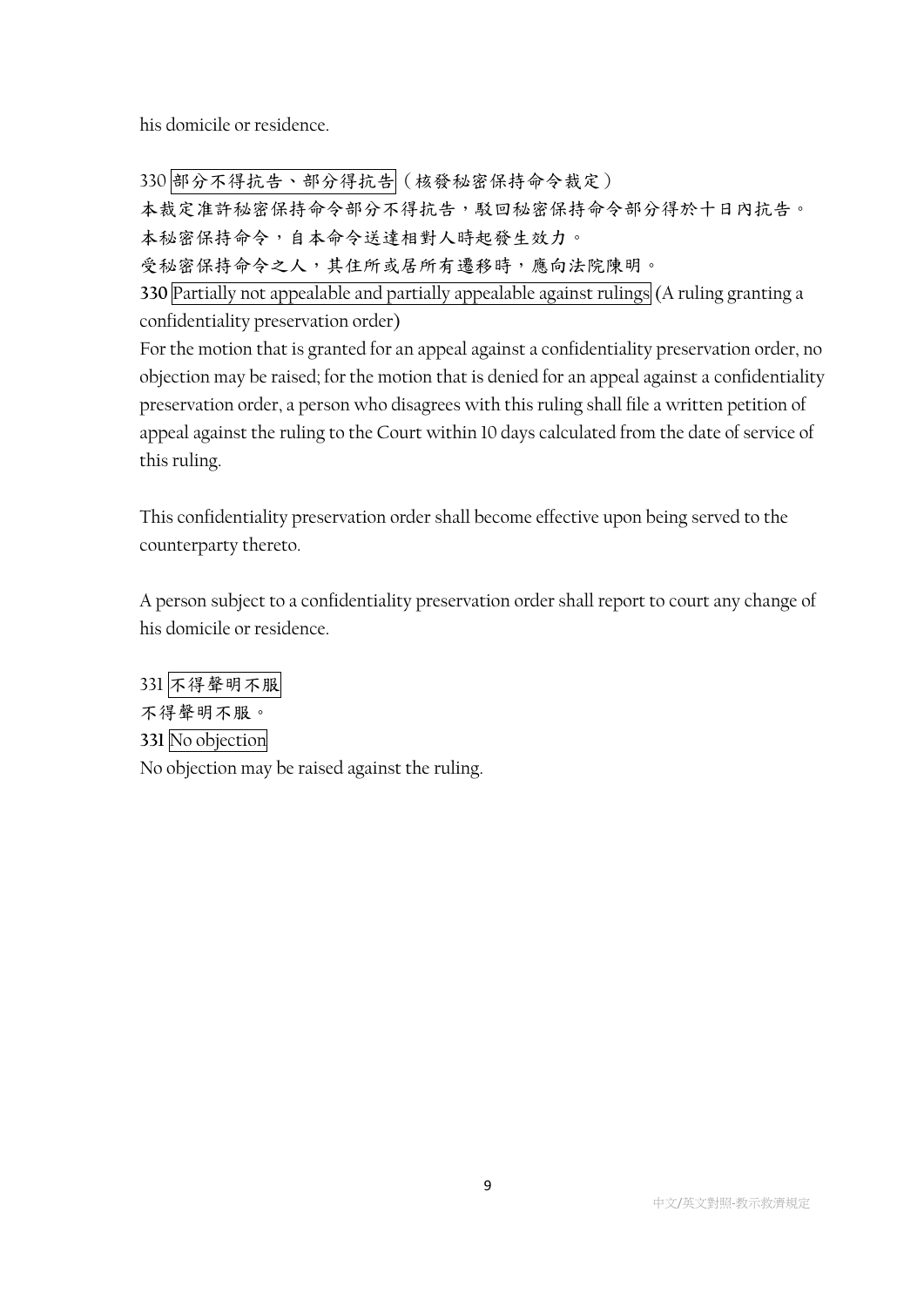his domicile or residence.

330 部分不得抗告、部分得抗告（核發秘密保持命令裁定）

本裁定准許秘密保持命令部分不得抗告，駁回秘密保持命令部分得於十日內抗告。

本秘密保持命令，自本命令送達相對人時起發生效力。

受秘密保持命令之人，其住所或居所有遷移時，應向法院陳明。

**330** Partially not appealable and partially appealable against rulings (A ruling granting a confidentiality preservation order)

For the motion that is granted for an appeal against a confidentiality preservation order, no objection may be raised; for the motion that is denied for an appeal against a confidentiality preservation order, a person who disagrees with this ruling shall file a written petition of appeal against the ruling to the Court within 10 days calculated from the date of service of this ruling.

This confidentiality preservation order shall become effective upon being served to the counterparty thereto.

A person subject to a confidentiality preservation order shall report to court any change of his domicile or residence.

331 不得聲明不服

不得聲明不服。

**331** No objection

No objection may be raised against the ruling.